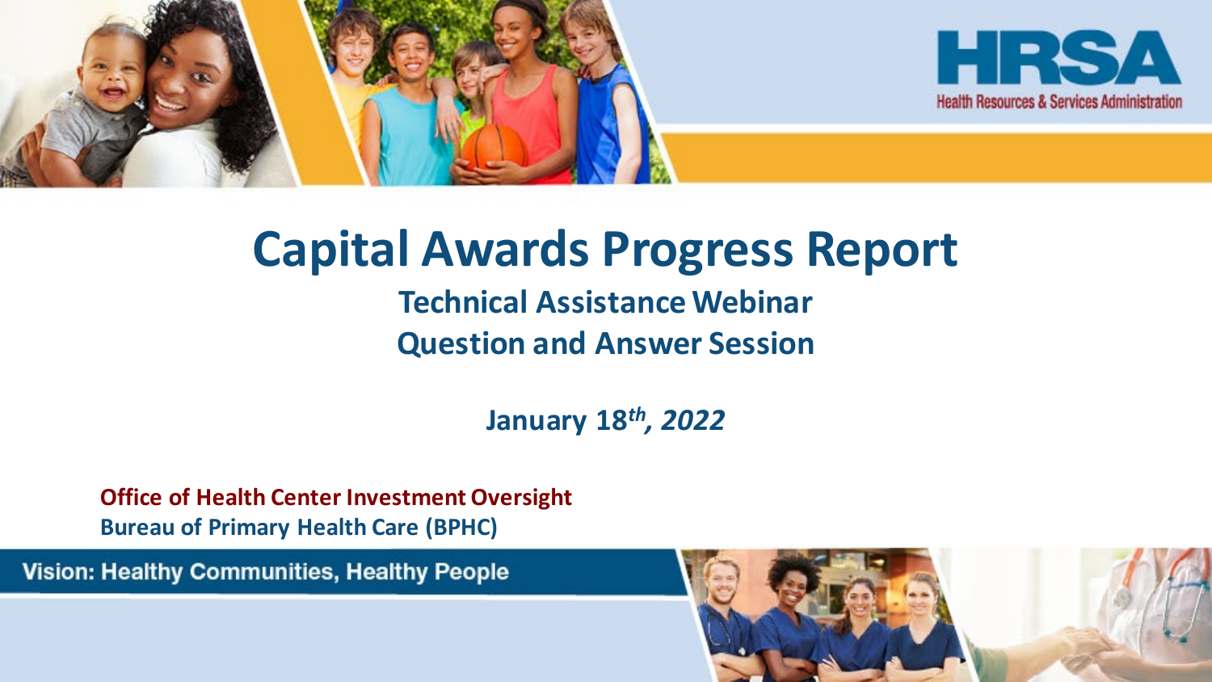# Capital Awards Progress Report

## Technical Assistance Webinar

## Question and Answer Session

**January 18*th*, *2022***

**Office of Health Center Investment Oversight**
**Bureau of Primary Health Care (BPHC)**

Vision: Healthy Communities, Healthy People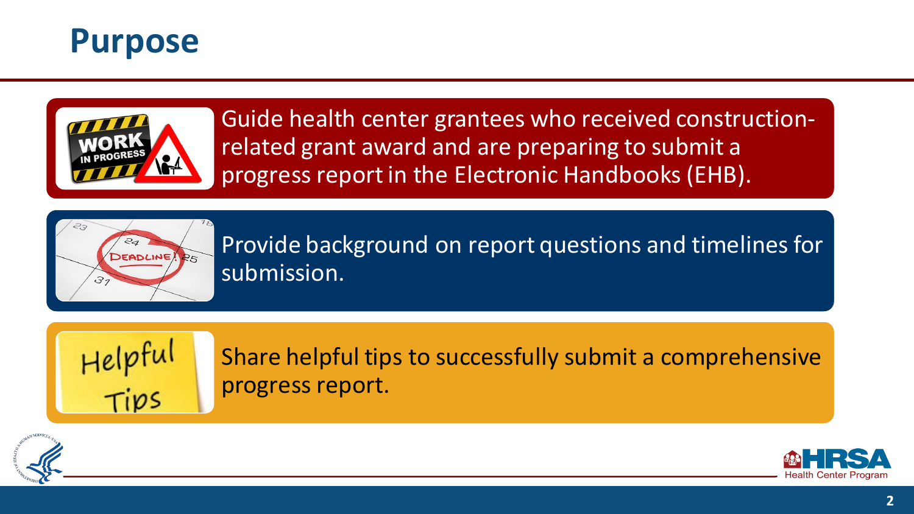# Purpose

- Guide health center grantees who received construction-related grant award and are preparing to submit a progress report in the Electronic Handbooks (EHB).
- Provide background on report questions and timelines for submission.
- Share helpful tips to successfully submit a comprehensive progress report.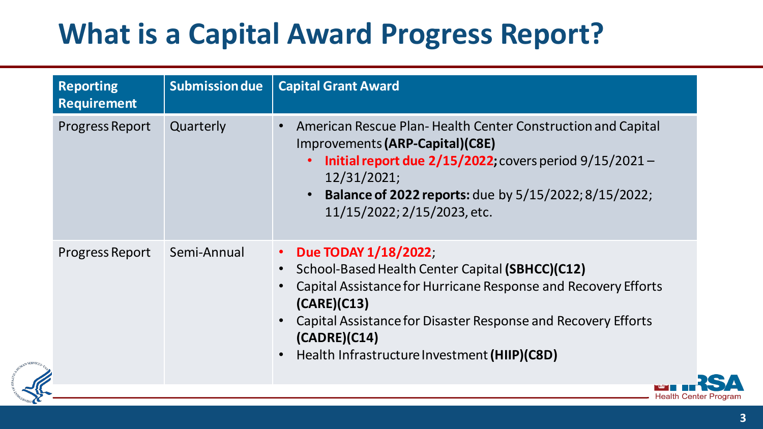# What is a Capital Award Progress Report?

| Reporting Requirement | Submission due | Capital Grant Award |
|---|---|---|
| Progress Report | Quarterly | • American Rescue Plan- Health Center Construction and Capital Improvements **(ARP-Capital)(C8E)**<br>  ◦ **Initial report due 2/15/2022;** covers period 9/15/2021 – 12/31/2021;<br>  ◦ **Balance of 2022 reports:** due by 5/15/2022; 8/15/2022; 11/15/2022; 2/15/2023, etc. |
| Progress Report | Semi-Annual | • **Due TODAY 1/18/2022**;<br>• School-Based Health Center Capital **(SBHCC)(C12)**<br>• Capital Assistance for Hurricane Response and Recovery Efforts **(CARE)(C13)**<br>• Capital Assistance for Disaster Response and Recovery Efforts **(CADRE)(C14)**<br>• Health Infrastructure Investment **(HIIP)(C8D)** |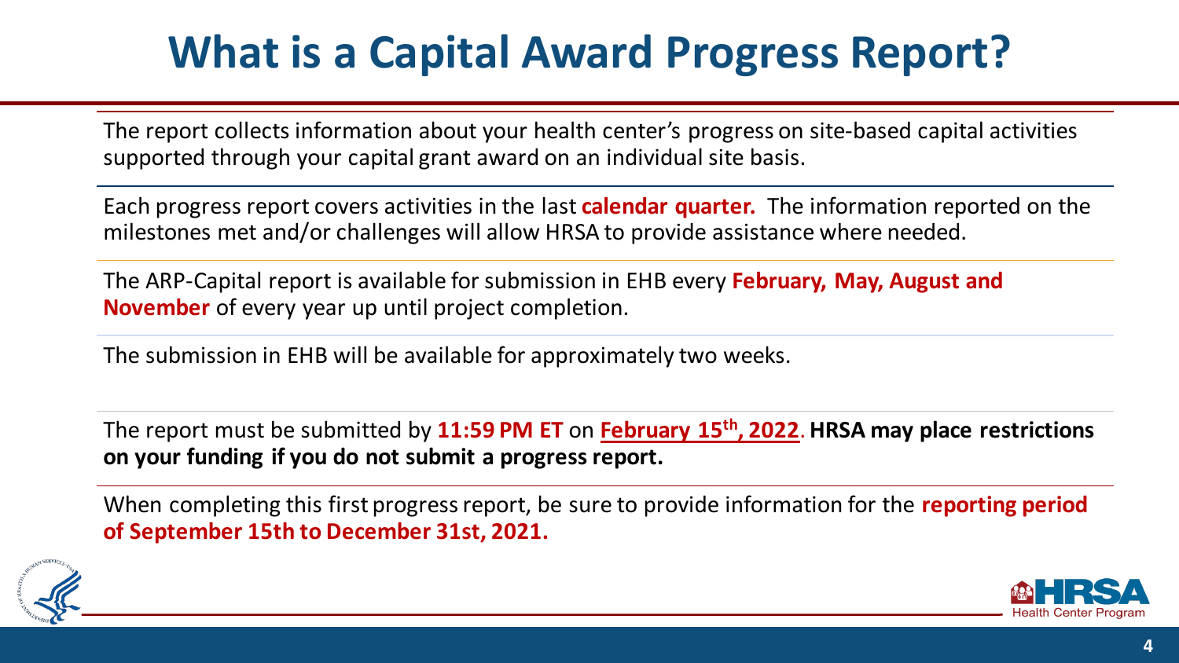# What is a Capital Award Progress Report?

The report collects information about your health center's progress on site-based capital activities supported through your capital grant award on an individual site basis.

Each progress report covers activities in the last **calendar quarter.** The information reported on the milestones met and/or challenges will allow HRSA to provide assistance where needed.

The ARP-Capital report is available for submission in EHB every **February, May, August and November** of every year up until project completion.

The submission in EHB will be available for approximately two weeks.

The report must be submitted by **11:59 PM ET** on **February 15th, 2022**. **HRSA may place restrictions on your funding if you do not submit a progress report.**

When completing this first progress report, be sure to provide information for the **reporting period of September 15th to December 31st, 2021.**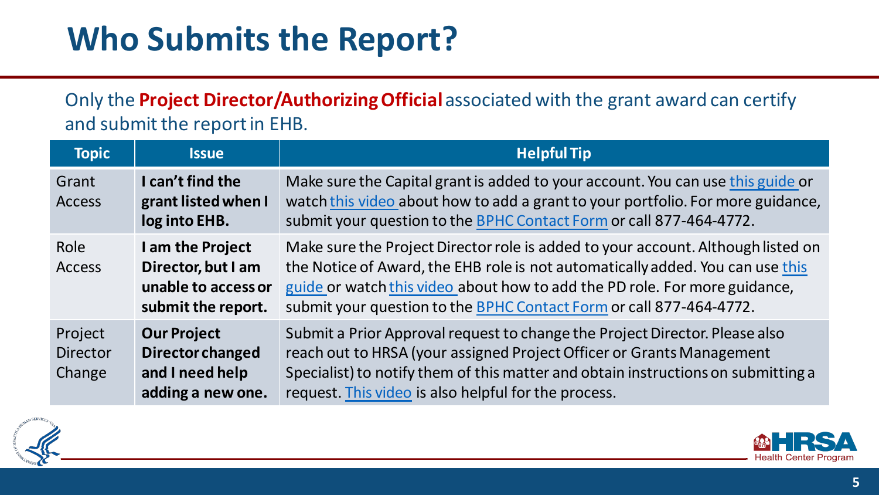# Who Submits the Report?

Only the **Project Director/Authorizing Official** associated with the grant award can certify and submit the report in EHB.

| Topic | Issue | Helpful Tip |
| --- | --- | --- |
| Grant Access | **I can't find the grant listed when I log into EHB.** | Make sure the Capital grant is added to your account. You can use this guide or watch this video about how to add a grant to your portfolio. For more guidance, submit your question to the BPHC Contact Form or call 877-464-4772. |
| Role Access | **I am the Project Director, but I am unable to access or submit the report.** | Make sure the Project Director role is added to your account. Although listed on the Notice of Award, the EHB role is not automatically added. You can use this guide or watch this video about how to add the PD role. For more guidance, submit your question to the BPHC Contact Form or call 877-464-4772. |
| Project Director Change | **Our Project Director changed and I need help adding a new one.** | Submit a Prior Approval request to change the Project Director. Please also reach out to HRSA (your assigned Project Officer or Grants Management Specialist) to notify them of this matter and obtain instructions on submitting a request. This video is also helpful for the process. |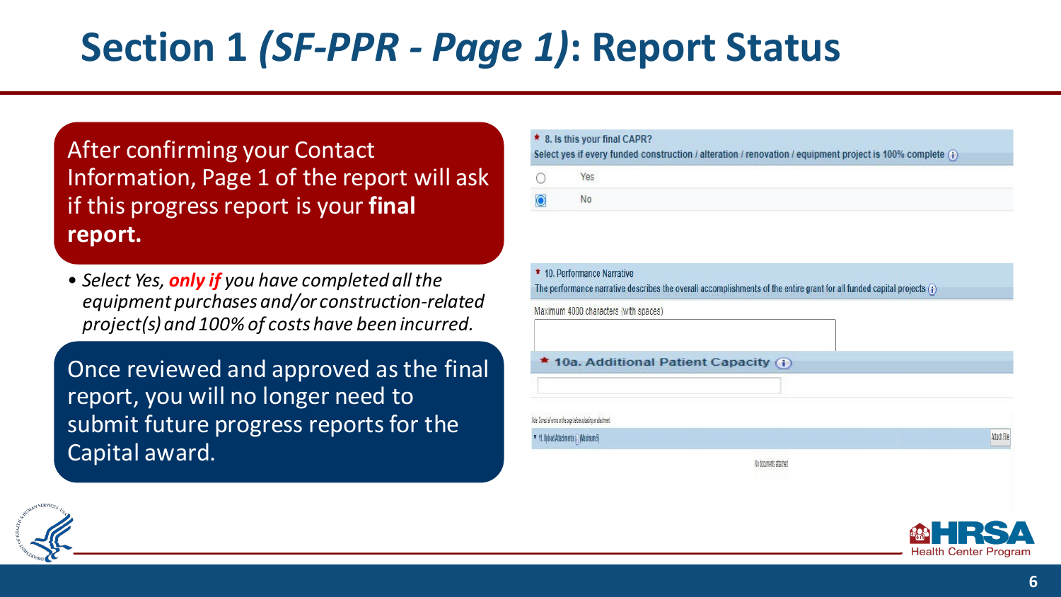# Section 1 *(SF-PPR - Page 1)*: Report Status

After confirming your Contact Information, Page 1 of the report will ask if this progress report is your **final report.**

- *Select Yes, **only if** you have completed all the equipment purchases and/or construction-related project(s) and 100% of costs have been incurred.*

Once reviewed and approved as the final report, you will no longer need to submit future progress reports for the Capital award.

\* 8. Is this your final CAPR?
Select yes if every funded construction / alteration / renovation / equipment project is 100% complete

- Yes
- No

\* 10. Performance Narrative
The performance narrative describes the overall accomplishments of the entire grant for all funded capital projects

Maximum 4000 characters (with spaces)

\* 10a. Additional Patient Capacity

Note: Correct all errors on the page before uploading an attachment.

\* 11. Upload Attachments (Maximum 5)

Attach File

No documents attached

Health Center Program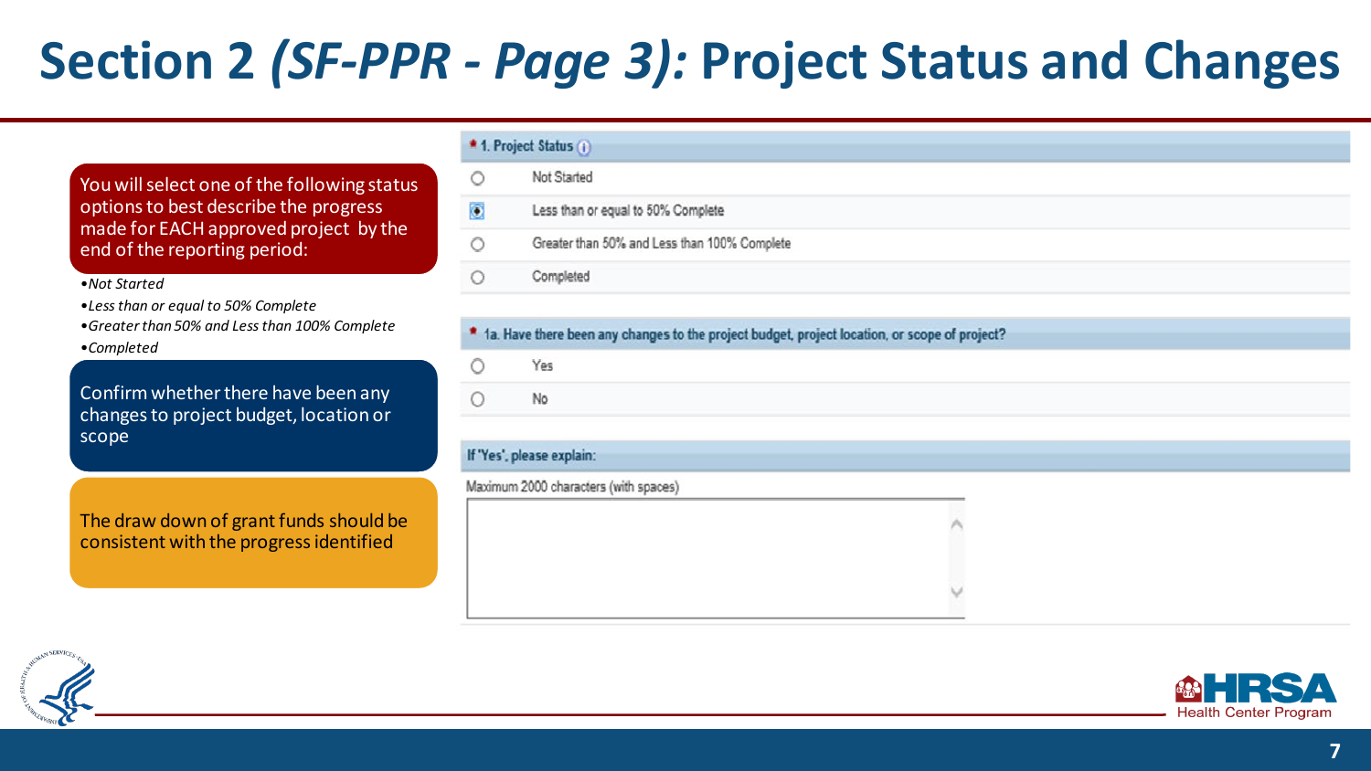# Section 2 *(SF-PPR - Page 3):* Project Status and Changes

You will select one of the following status options to best describe the progress made for EACH approved project by the end of the reporting period:

- *Not Started*
- *Less than or equal to 50% Complete*
- *Greater than 50% and Less than 100% Complete*
- *Completed*

Confirm whether there have been any changes to project budget, location or scope

The draw down of grant funds should be consistent with the progress identified

**\* 1. Project Status**

- ○ Not Started
- ◉ Less than or equal to 50% Complete
- ○ Greater than 50% and Less than 100% Complete
- ○ Completed

**\* 1a. Have there been any changes to the project budget, project location, or scope of project?**

- ○ Yes
- ○ No

**If 'Yes', please explain:**

Maximum 2000 characters (with spaces)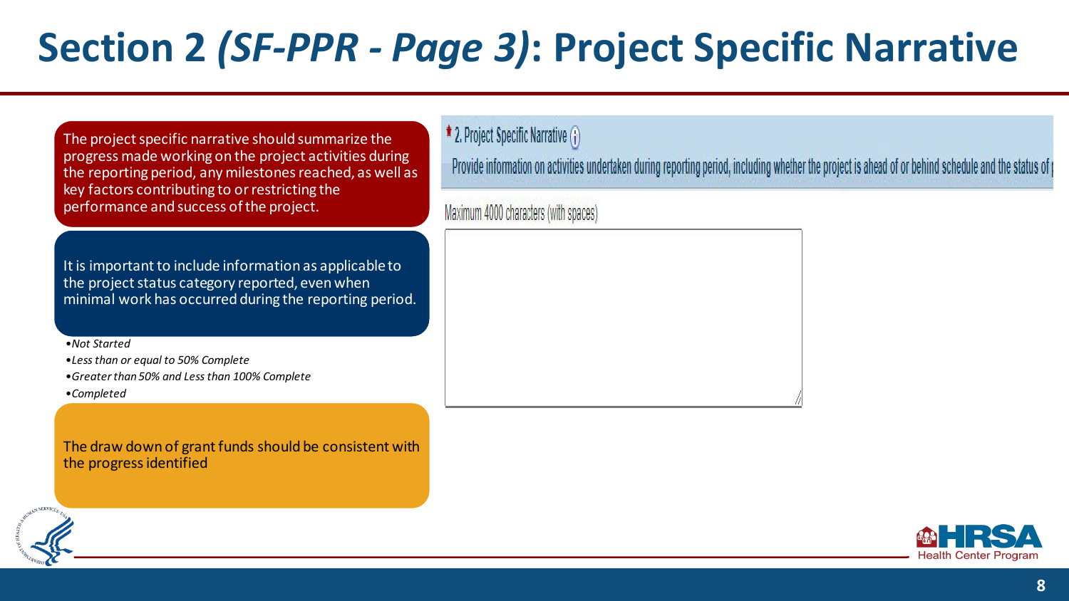# Section 2 *(SF-PPR - Page 3)*: Project Specific Narrative

The project specific narrative should summarize the progress made working on the project activities during the reporting period, any milestones reached, as well as key factors contributing to or restricting the performance and success of the project.

It is important to include information as applicable to the project status category reported, even when minimal work has occurred during the reporting period.

- *Not Started*
- *Less than or equal to 50% Complete*
- *Greater than 50% and Less than 100% Complete*
- *Completed*

The draw down of grant funds should be consistent with the progress identified

* 2. Project Specific Narrative

Provide information on activities undertaken during reporting period, including whether the project is ahead of or behind schedule and the status of

Maximum 4000 characters (with spaces)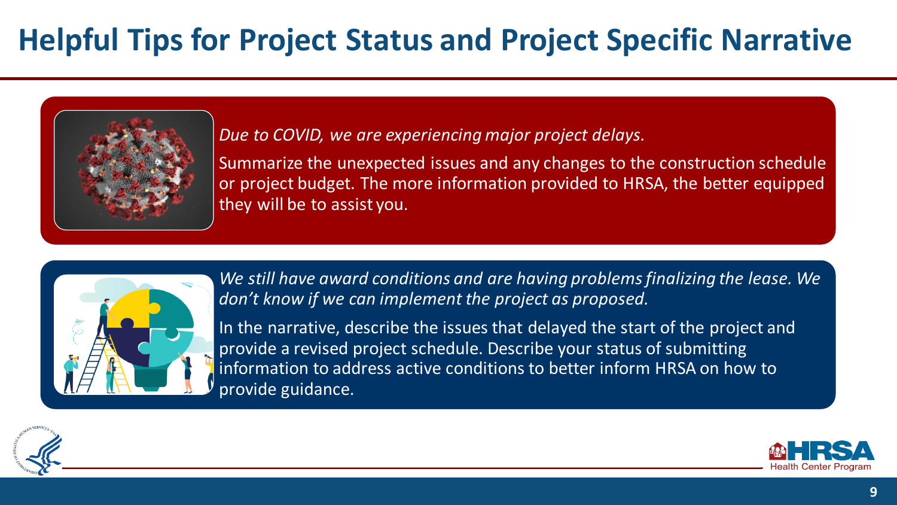# Helpful Tips for Project Status and Project Specific Narrative

*Due to COVID, we are experiencing major project delays.*

Summarize the unexpected issues and any changes to the construction schedule or project budget. The more information provided to HRSA, the better equipped they will be to assist you.

*We still have award conditions and are having problems finalizing the lease. We don't know if we can implement the project as proposed.*

In the narrative, describe the issues that delayed the start of the project and provide a revised project schedule. Describe your status of submitting information to address active conditions to better inform HRSA on how to provide guidance.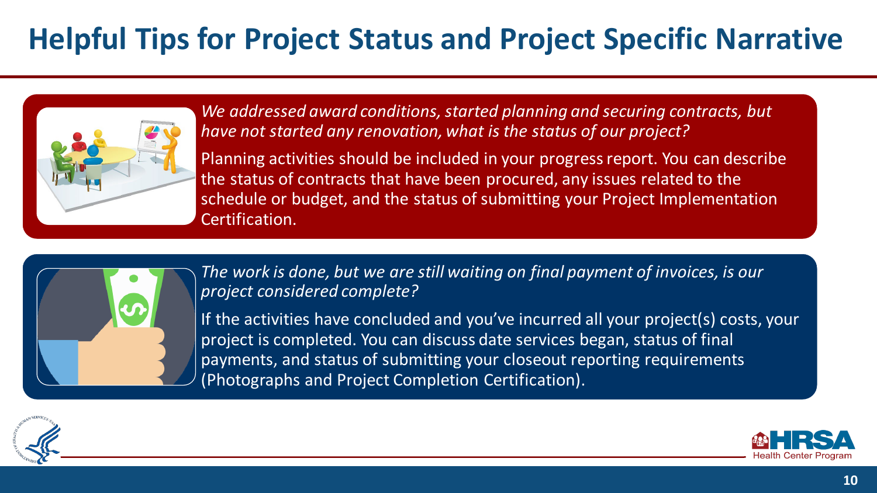# Helpful Tips for Project Status and Project Specific Narrative

*We addressed award conditions, started planning and securing contracts, but have not started any renovation, what is the status of our project?*

Planning activities should be included in your progress report. You can describe the status of contracts that have been procured, any issues related to the schedule or budget, and the status of submitting your Project Implementation Certification.

*The work is done, but we are still waiting on final payment of invoices, is our project considered complete?*

If the activities have concluded and you've incurred all your project(s) costs, your project is completed. You can discuss date services began, status of final payments, and status of submitting your closeout reporting requirements (Photographs and Project Completion Certification).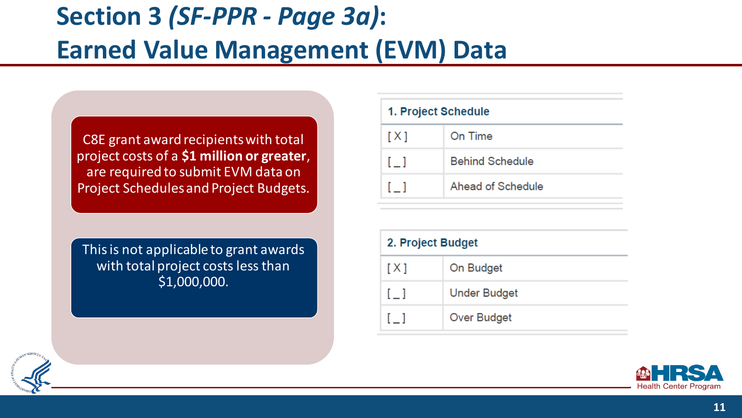# Section 3 *(SF-PPR - Page 3a)*: Earned Value Management (EVM) Data

C8E grant award recipients with total project costs of a **$1 million or greater**, are required to submit EVM data on Project Schedules and Project Budgets.

This is not applicable to grant awards with total project costs less than $1,000,000.

| 1. Project Schedule | |
|---|---|
| [ X ] | On Time |
| [ _ ] | Behind Schedule |
| [ _ ] | Ahead of Schedule |

| 2. Project Budget | |
|---|---|
| [ X ] | On Budget |
| [ _ ] | Under Budget |
| [ _ ] | Over Budget |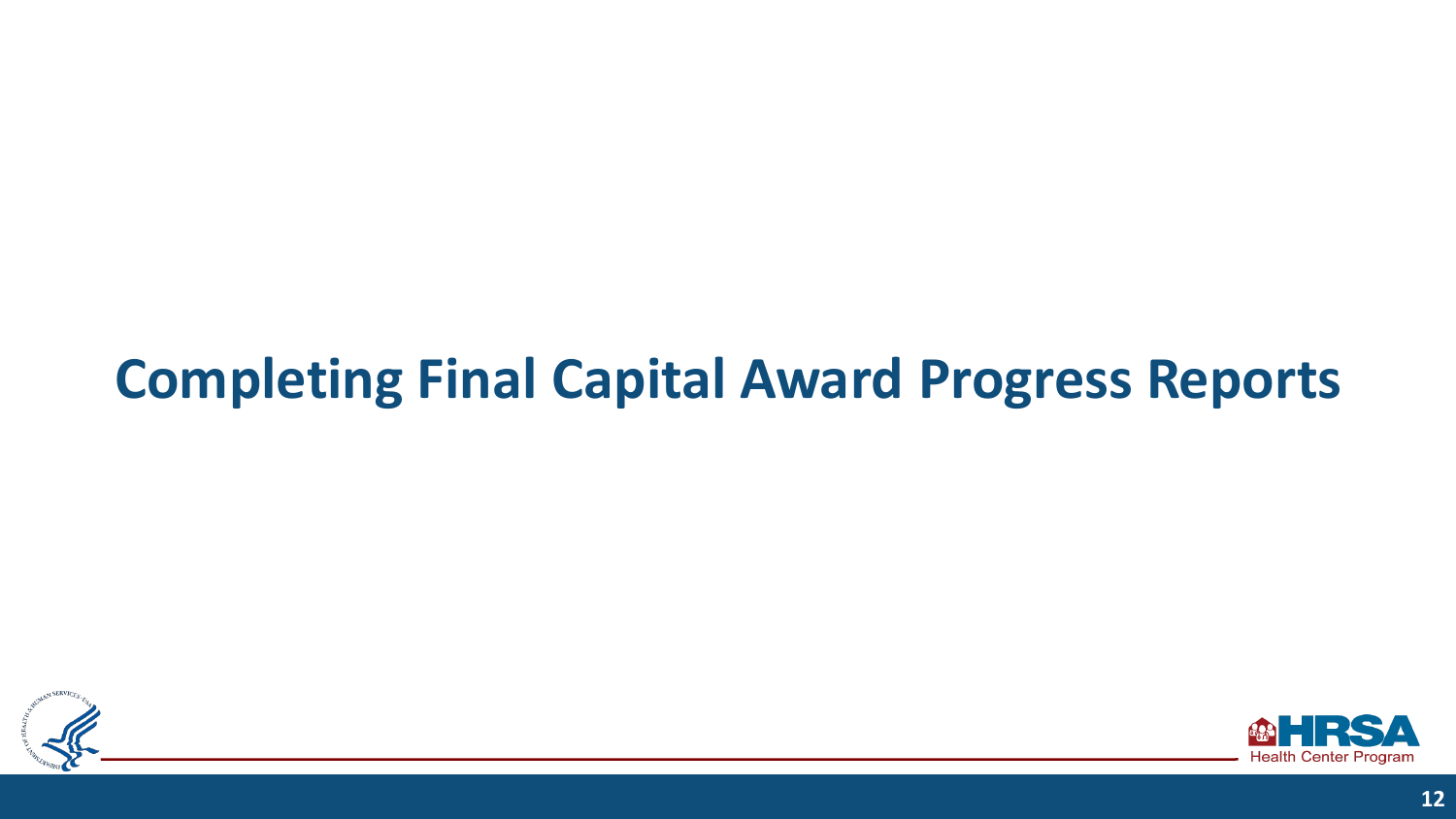# Completing Final Capital Award Progress Reports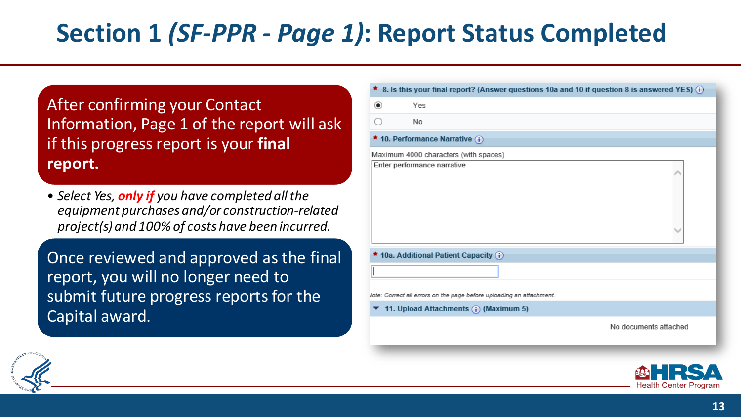# Section 1 *(SF-PPR - Page 1)*: Report Status Completed

After confirming your Contact Information, Page 1 of the report will ask if this progress report is your **final report.**

- *Select Yes, **only if** you have completed all the equipment purchases and/or construction-related project(s) and 100% of costs have been incurred.*

Once reviewed and approved as the final report, you will no longer need to submit future progress reports for the Capital award.

\* 8. Is this your final report? (Answer questions 10a and 10 if question 8 is answered YES)

- (•) Yes
- ( ) No

\* 10. Performance Narrative

Maximum 4000 characters (with spaces)

Enter performance narrative

\* 10a. Additional Patient Capacity

Note: Correct all errors on the page before uploading an attachment.

11. Upload Attachments (Maximum 5)

No documents attached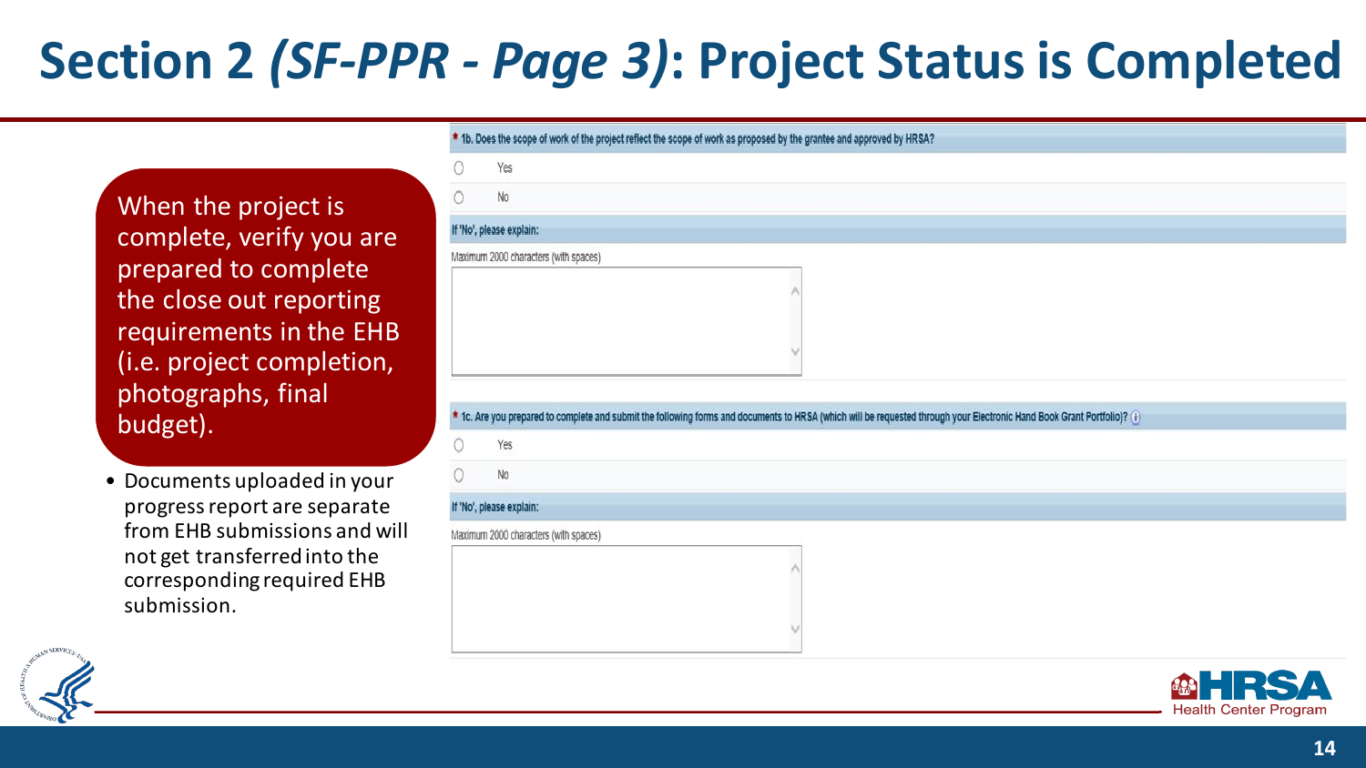# Section 2 *(SF-PPR - Page 3)*: Project Status is Completed

When the project is complete, verify you are prepared to complete the close out reporting requirements in the EHB (i.e. project completion, photographs, final budget).

- Documents uploaded in your progress report are separate from EHB submissions and will not get transferred into the corresponding required EHB submission.

\* 1b. Does the scope of work of the project reflect the scope of work as proposed by the grantee and approved by HRSA?

- Yes
- No

If 'No', please explain:

Maximum 2000 characters (with spaces)

\* 1c. Are you prepared to complete and submit the following forms and documents to HRSA (which will be requested through your Electronic Hand Book Grant Portfolio)?

- Yes
- No

If 'No', please explain:

Maximum 2000 characters (with spaces)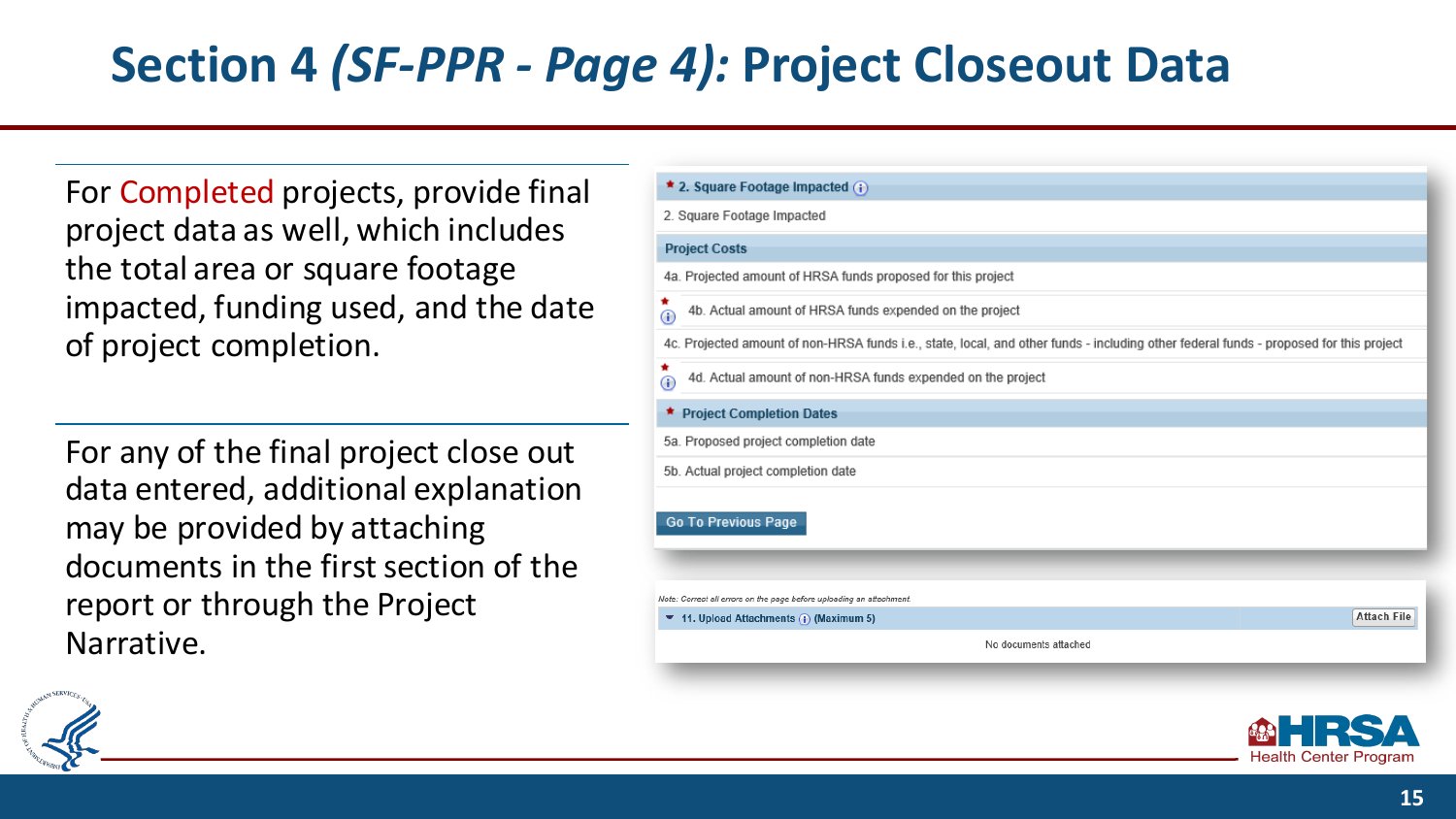# Section 4 *(SF-PPR - Page 4):* Project Closeout Data

For Completed projects, provide final project data as well, which includes the total area or square footage impacted, funding used, and the date of project completion.

For any of the final project close out data entered, additional explanation may be provided by attaching documents in the first section of the report or through the Project Narrative.

**\* 2. Square Footage Impacted**

2. Square Footage Impacted

**Project Costs**

4a. Projected amount of HRSA funds proposed for this project

\* 4b. Actual amount of HRSA funds expended on the project

4c. Projected amount of non-HRSA funds i.e., state, local, and other funds - including other federal funds - proposed for this project

\* 4d. Actual amount of non-HRSA funds expended on the project

**\* Project Completion Dates**

5a. Proposed project completion date

5b. Actual project completion date

Go To Previous Page

*Note: Correct all errors on the page before uploading an attachment.*

**11. Upload Attachments (Maximum 5)** — Attach File

No documents attached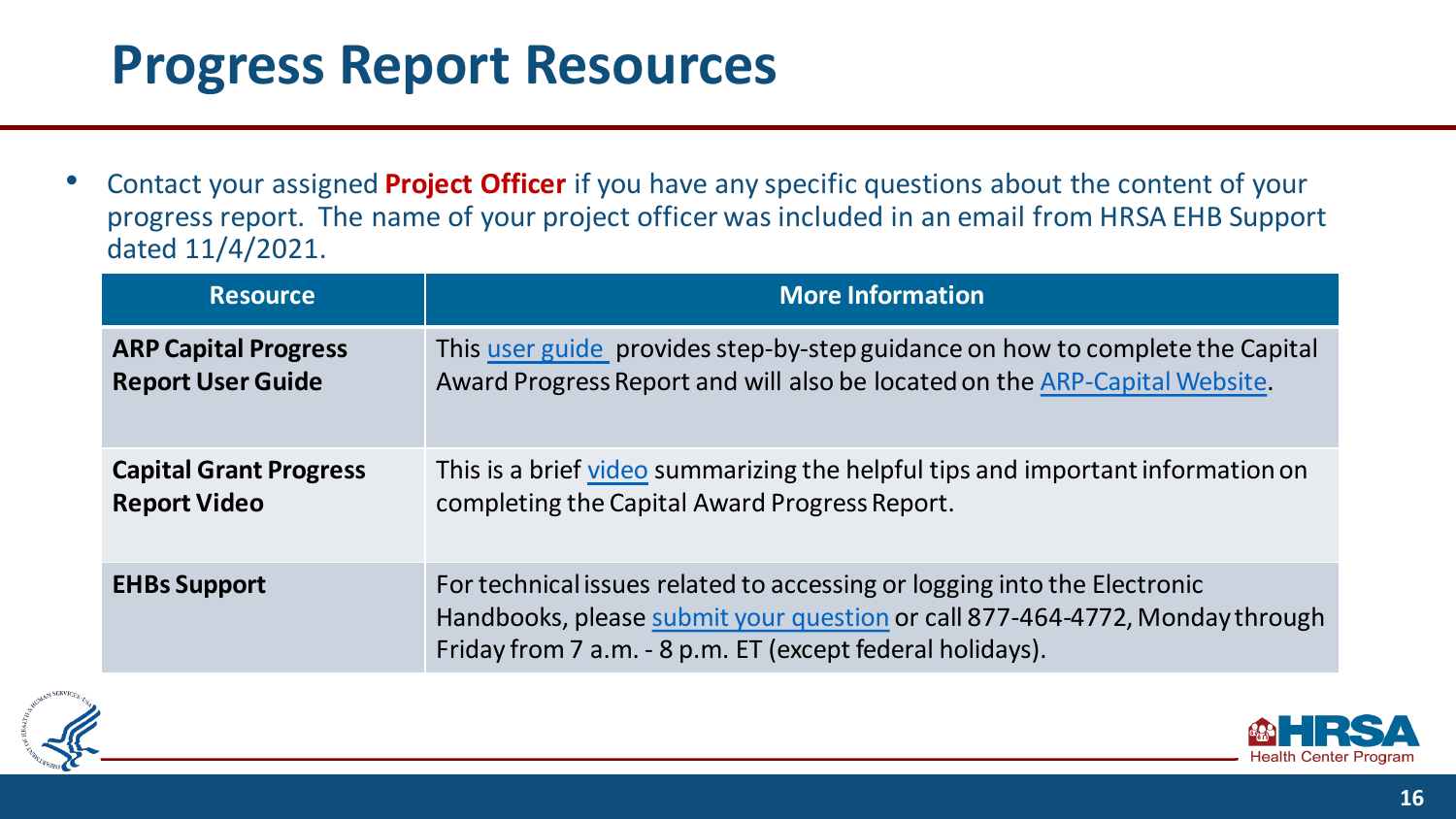# Progress Report Resources

- Contact your assigned **Project Officer** if you have any specific questions about the content of your progress report. The name of your project officer was included in an email from HRSA EHB Support dated 11/4/2021.

| Resource | More Information |
| --- | --- |
| **ARP Capital Progress Report User Guide** | This user guide provides step-by-step guidance on how to complete the Capital Award Progress Report and will also be located on the ARP-Capital Website. |
| **Capital Grant Progress Report Video** | This is a brief video summarizing the helpful tips and important information on completing the Capital Award Progress Report. |
| **EHBs Support** | For technical issues related to accessing or logging into the Electronic Handbooks, please submit your question or call 877-464-4772, Monday through Friday from 7 a.m. - 8 p.m. ET (except federal holidays). |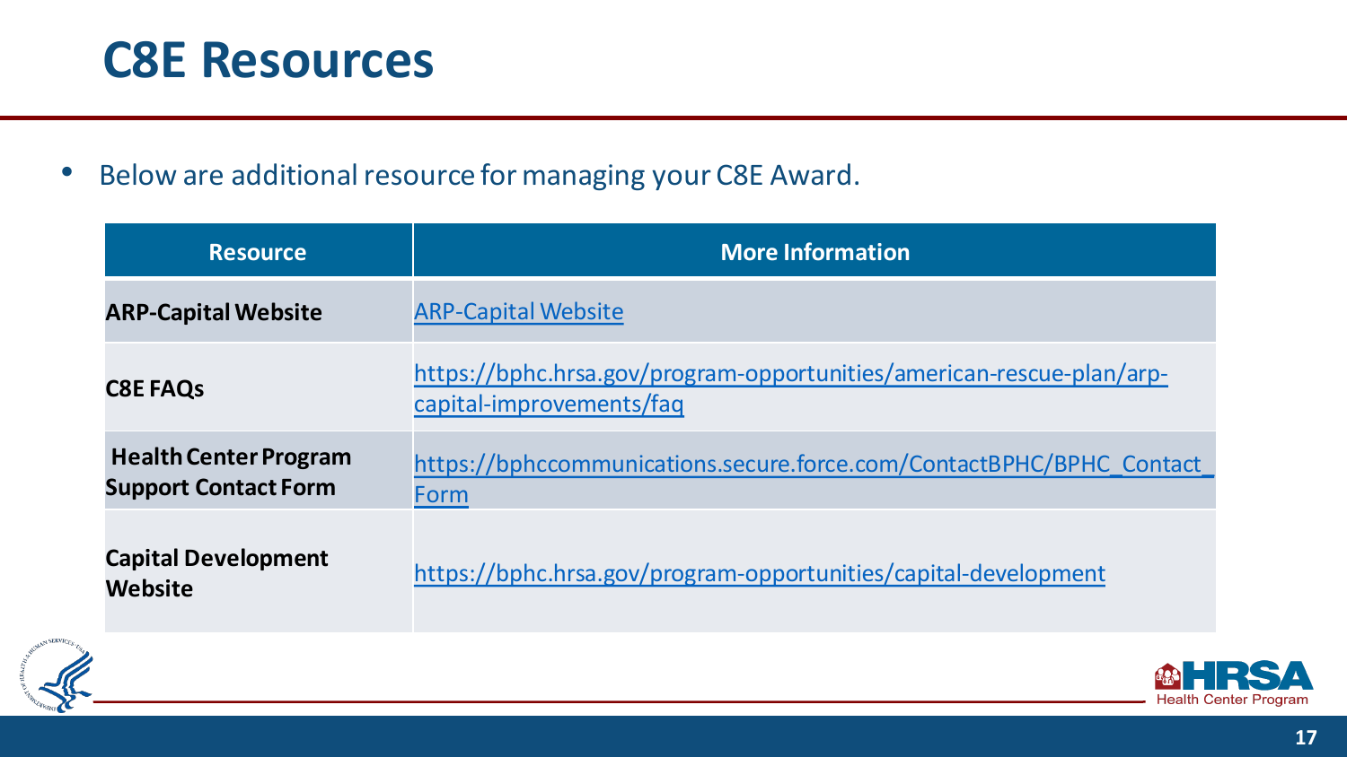# C8E Resources

- Below are additional resource for managing your C8E Award.

| Resource | More Information |
| --- | --- |
| **ARP-Capital Website** | ARP-Capital Website |
| **C8E FAQs** | https://bphc.hrsa.gov/program-opportunities/american-rescue-plan/arp-capital-improvements/faq |
| **Health Center Program Support Contact Form** | https://bphccommunications.secure.force.com/ContactBPHC/BPHC_Contact_Form |
| **Capital Development Website** | https://bphc.hrsa.gov/program-opportunities/capital-development |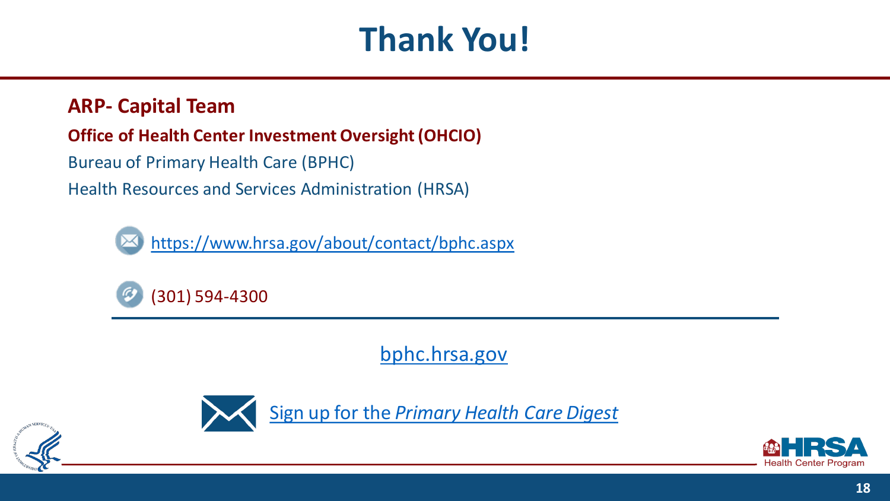# Thank You!

**ARP- Capital Team**

**Office of Health Center Investment Oversight (OHCIO)**

Bureau of Primary Health Care (BPHC)

Health Resources and Services Administration (HRSA)

https://www.hrsa.gov/about/contact/bphc.aspx

(301) 594-4300

bphc.hrsa.gov

Sign up for the *Primary Health Care Digest*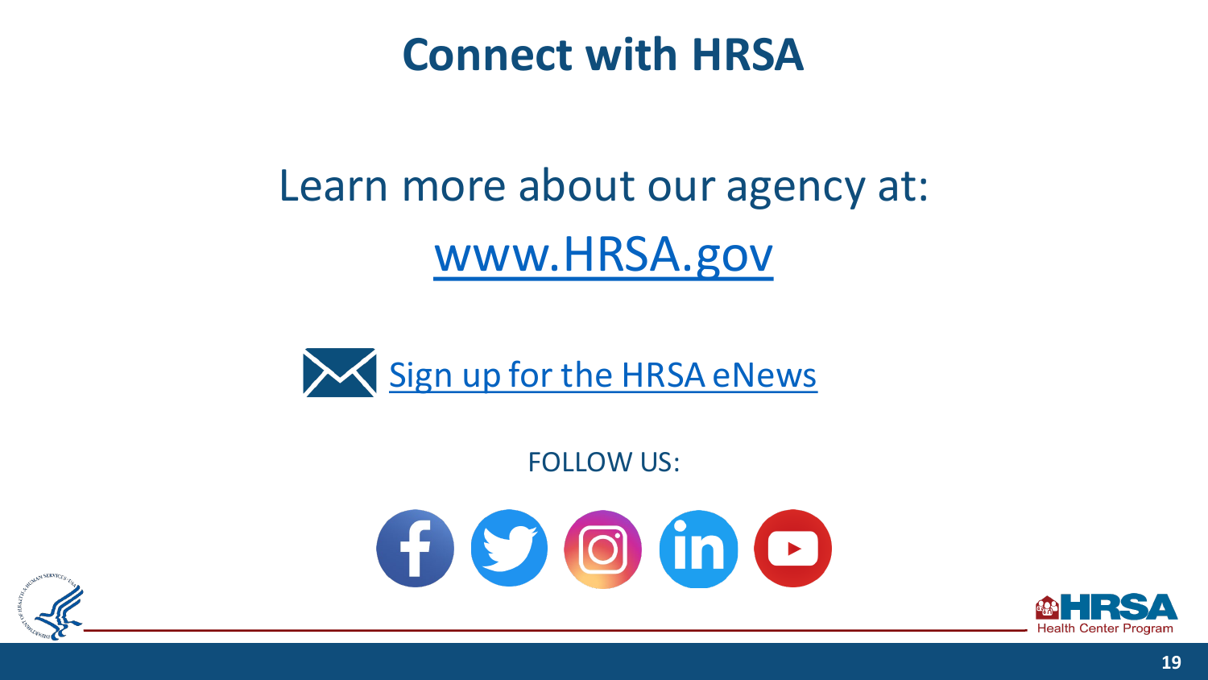# Connect with HRSA

Learn more about our agency at:

[www.HRSA.gov](http://www.HRSA.gov)

[Sign up for the HRSA eNews](#)

FOLLOW US: